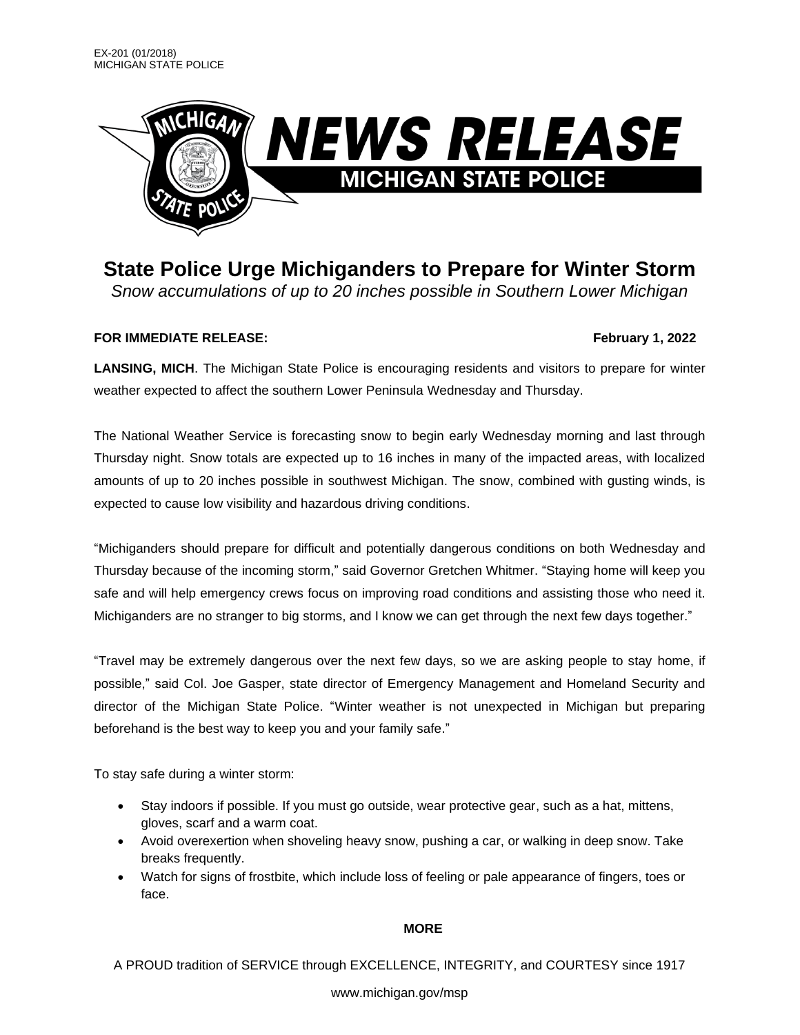EX-201 (01/2018)
MICHIGAN STATE POLICE

# NEWS RELEASE
## MICHIGAN STATE POLICE

# State Police Urge Michiganders to Prepare for Winter Storm
*Snow accumulations of up to 20 inches possible in Southern Lower Michigan*

**FOR IMMEDIATE RELEASE:** **February 1, 2022**

**LANSING, MICH**. The Michigan State Police is encouraging residents and visitors to prepare for winter weather expected to affect the southern Lower Peninsula Wednesday and Thursday.

The National Weather Service is forecasting snow to begin early Wednesday morning and last through Thursday night. Snow totals are expected up to 16 inches in many of the impacted areas, with localized amounts of up to 20 inches possible in southwest Michigan. The snow, combined with gusting winds, is expected to cause low visibility and hazardous driving conditions.

"Michiganders should prepare for difficult and potentially dangerous conditions on both Wednesday and Thursday because of the incoming storm," said Governor Gretchen Whitmer. "Staying home will keep you safe and will help emergency crews focus on improving road conditions and assisting those who need it. Michiganders are no stranger to big storms, and I know we can get through the next few days together."

"Travel may be extremely dangerous over the next few days, so we are asking people to stay home, if possible," said Col. Joe Gasper, state director of Emergency Management and Homeland Security and director of the Michigan State Police. "Winter weather is not unexpected in Michigan but preparing beforehand is the best way to keep you and your family safe."

To stay safe during a winter storm:

- Stay indoors if possible. If you must go outside, wear protective gear, such as a hat, mittens, gloves, scarf and a warm coat.
- Avoid overexertion when shoveling heavy snow, pushing a car, or walking in deep snow. Take breaks frequently.
- Watch for signs of frostbite, which include loss of feeling or pale appearance of fingers, toes or face.

**MORE**

A PROUD tradition of SERVICE through EXCELLENCE, INTEGRITY, and COURTESY since 1917

www.michigan.gov/msp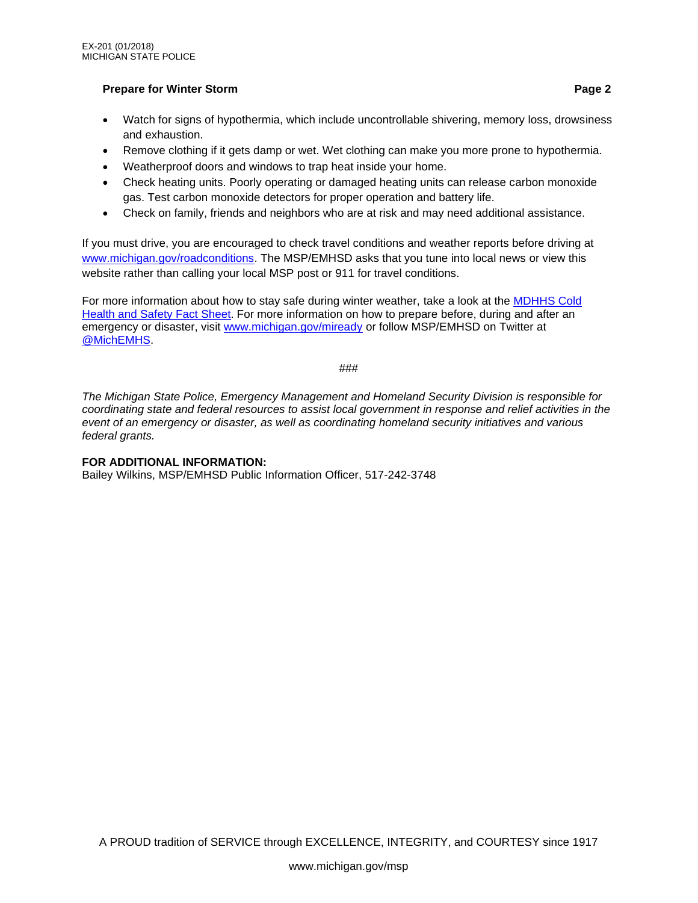- Watch for signs of hypothermia, which include uncontrollable shivering, memory loss, drowsiness and exhaustion.
- Remove clothing if it gets damp or wet. Wet clothing can make you more prone to hypothermia.
- Weatherproof doors and windows to trap heat inside your home.
- Check heating units. Poorly operating or damaged heating units can release carbon monoxide gas. Test carbon monoxide detectors for proper operation and battery life.
- Check on family, friends and neighbors who are at risk and may need additional assistance.

If you must drive, you are encouraged to check travel conditions and weather reports before driving at www.michigan.gov/roadconditions. The MSP/EMHSD asks that you tune into local news or view this website rather than calling your local MSP post or 911 for travel conditions.

For more information about how to stay safe during winter weather, take a look at the MDHHS Cold Health and Safety Fact Sheet. For more information on how to prepare before, during and after an emergency or disaster, visit www.michigan.gov/miready or follow MSP/EMHSD on Twitter at @MichEMHS.

###

*The Michigan State Police, Emergency Management and Homeland Security Division is responsible for coordinating state and federal resources to assist local government in response and relief activities in the event of an emergency or disaster, as well as coordinating homeland security initiatives and various federal grants.*

**FOR ADDITIONAL INFORMATION:**
Bailey Wilkins, MSP/EMHSD Public Information Officer, 517-242-3748